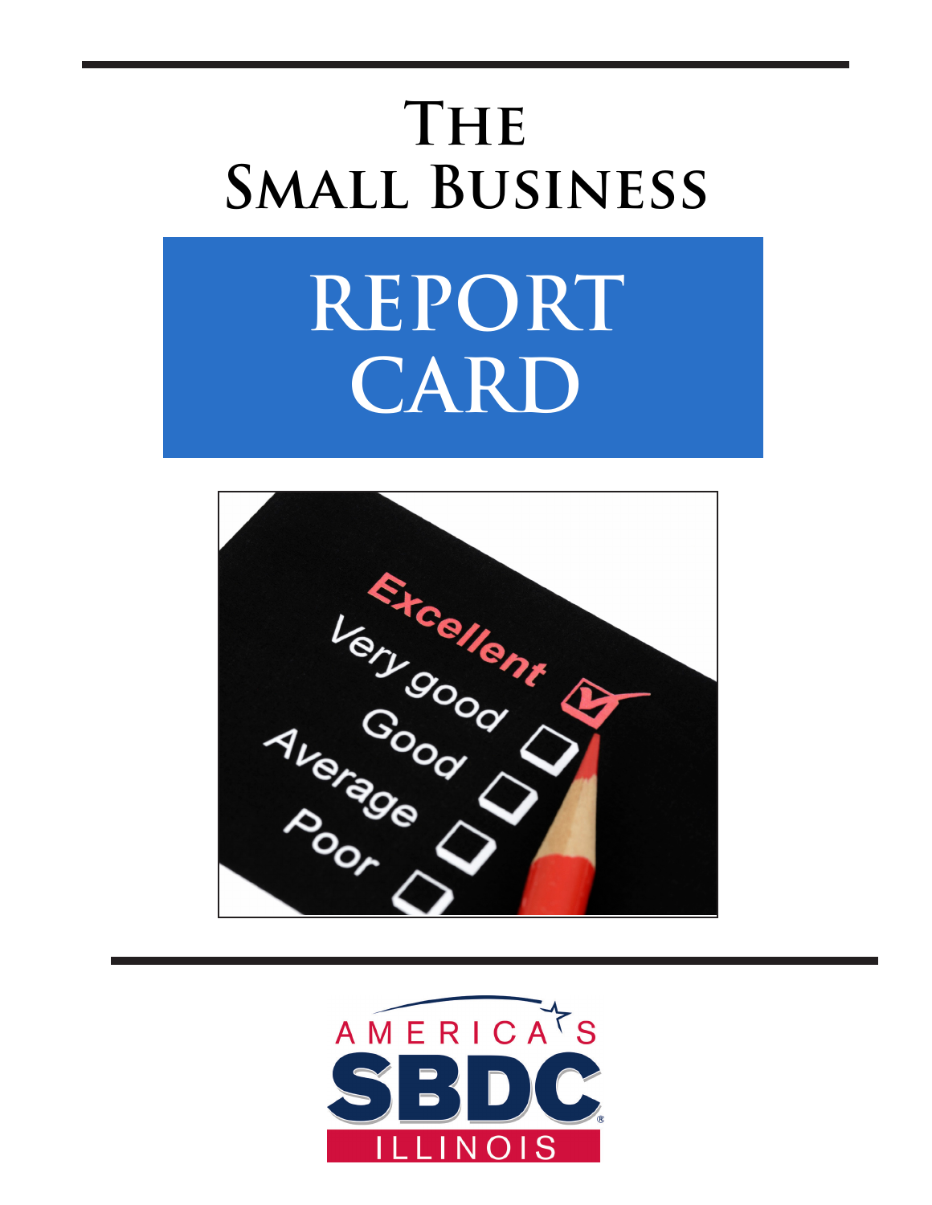# The Small Business

# REPORT CARD

AMERICA'S SBDC ILLINOIS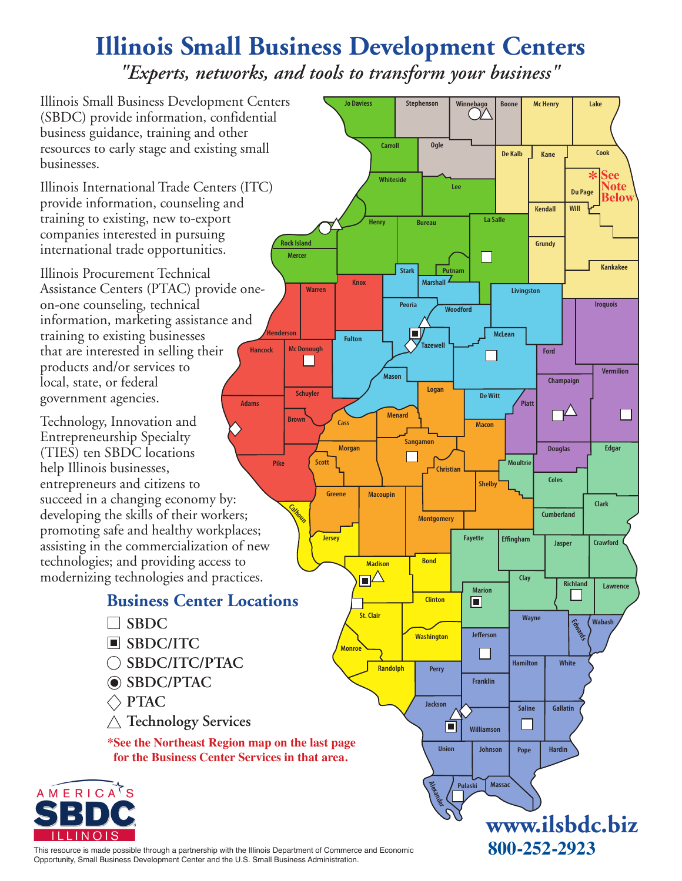# Illinois Small Business Development Centers

*"Experts, networks, and tools to transform your business"*

Illinois Small Business Development Centers (SBDC) provide information, confidential business guidance, training and other resources to early stage and existing small businesses.

Illinois International Trade Centers (ITC) provide information, counseling and training to existing, new to-export companies interested in pursuing international trade opportunities.

Illinois Procurement Technical Assistance Centers (PTAC) provide one-on-one counseling, technical information, marketing assistance and training to existing businesses that are interested in selling their products and/or services to local, state, or federal government agencies.

Technology, Innovation and Entrepreneurship Specialty (TIES) ten SBDC locations help Illinois businesses, entrepreneurs and citizens to succeed in a changing economy by: developing the skills of their workers; promoting safe and healthy workplaces; assisting in the commercialization of new technologies; and providing access to modernizing technologies and practices.

## Business Center Locations

- □ SBDC
- ▣ SBDC/ITC
- ○ SBDC/ITC/PTAC
- ◉ SBDC/PTAC
- ◇ PTAC
- △ Technology Services

*See the Northeast Region map on the last page for the Business Center Services in that area.

Jo Daviess, Stephenson, Winnebago, Boone, Mc Henry, Lake, Carroll, Ogle, De Kalb, Kane, Cook, Du Page, Whiteside, Lee, Kendall, Will, Henry, Bureau, La Salle, Rock Island, Mercer, Grundy, Kankakee, Stark, Putnam, Knox, Warren, Marshall, Livingston, Iroquois, Peoria, Woodford, Henderson, Fulton, McLean, Tazewell, Hancock, Mc Donough, Ford, Vermilion, Mason, Champaign, Schuyler, Logan, De Witt, Adams, Piatt, Brown, Cass, Menard, Macon, Sangamon, Morgan, Douglas, Edgar, Scott, Pike, Moultrie, Christian, Coles, Shelby, Greene, Macoupin, Clark, Calhoun, Cumberland, Montgomery, Jersey, Fayette, Effingham, Jasper, Crawford, Madison, Bond, Clay, Richland, Lawrence, Marion, Clinton, St. Clair, Wayne, Edwards, Wabash, Washington, Jefferson, Monroe, Randolph, Perry, Hamilton, White, Franklin, Jackson, Saline, Gallatin, Williamson, Union, Johnson, Pope, Hardin, Alexander, Pulaski, Massac

*See Note Below

www.ilsbdc.biz

800-252-2923

AMERICA'S SBDC ILLINOIS

This resource is made possible through a partnership with the Illinois Department of Commerce and Economic Opportunity, Small Business Development Center and the U.S. Small Business Administration.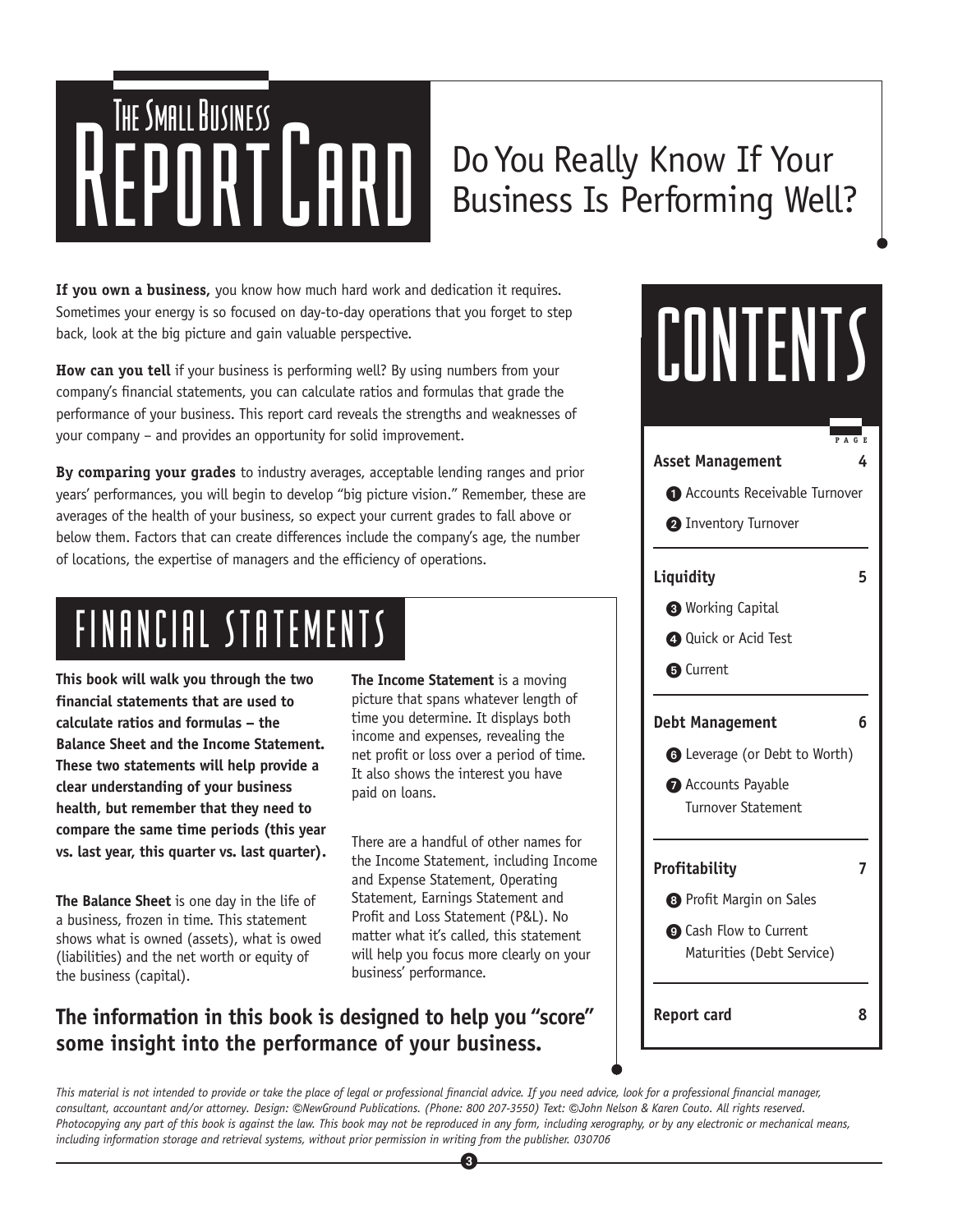# The Small Business Report Card

## Do You Really Know If Your Business Is Performing Well?

**If you own a business,** you know how much hard work and dedication it requires. Sometimes your energy is so focused on day-to-day operations that you forget to step back, look at the big picture and gain valuable perspective.

**How can you tell** if your business is performing well? By using numbers from your company's financial statements, you can calculate ratios and formulas that grade the performance of your business. This report card reveals the strengths and weaknesses of your company – and provides an opportunity for solid improvement.

**By comparing your grades** to industry averages, acceptable lending ranges and prior years' performances, you will begin to develop "big picture vision." Remember, these are averages of the health of your business, so expect your current grades to fall above or below them. Factors that can create differences include the company's age, the number of locations, the expertise of managers and the efficiency of operations.

## Financial Statements

**This book will walk you through the two financial statements that are used to calculate ratios and formulas – the Balance Sheet and the Income Statement. These two statements will help provide a clear understanding of your business health, but remember that they need to compare the same time periods (this year vs. last year, this quarter vs. last quarter).**

**The Balance Sheet** is one day in the life of a business, frozen in time. This statement shows what is owned (assets), what is owed (liabilities) and the net worth or equity of the business (capital).

**The Income Statement** is a moving picture that spans whatever length of time you determine. It displays both income and expenses, revealing the net profit or loss over a period of time. It also shows the interest you have paid on loans.

There are a handful of other names for the Income Statement, including Income and Expense Statement, Operating Statement, Earnings Statement and Profit and Loss Statement (P&L). No matter what it's called, this statement will help you focus more clearly on your business' performance.

**The information in this book is designed to help you "score" some insight into the performance of your business.**

## Contents

| | Page |
|---|---|
| **Asset Management** | **4** |
| 1 Accounts Receivable Turnover | |
| 2 Inventory Turnover | |
| **Liquidity** | **5** |
| 3 Working Capital | |
| 4 Quick or Acid Test | |
| 5 Current | |
| **Debt Management** | **6** |
| 6 Leverage (or Debt to Worth) | |
| 7 Accounts Payable Turnover Statement | |
| **Profitability** | **7** |
| 8 Profit Margin on Sales | |
| 9 Cash Flow to Current Maturities (Debt Service) | |
| **Report card** | **8** |

*This material is not intended to provide or take the place of legal or professional financial advice. If you need advice, look for a professional financial manager, consultant, accountant and/or attorney. Design: ©NewGround Publications. (Phone: 800 207-3550) Text: ©John Nelson & Karen Couto. All rights reserved. Photocopying any part of this book is against the law. This book may not be reproduced in any form, including xerography, or by any electronic or mechanical means, including information storage and retrieval systems, without prior permission in writing from the publisher. 030706*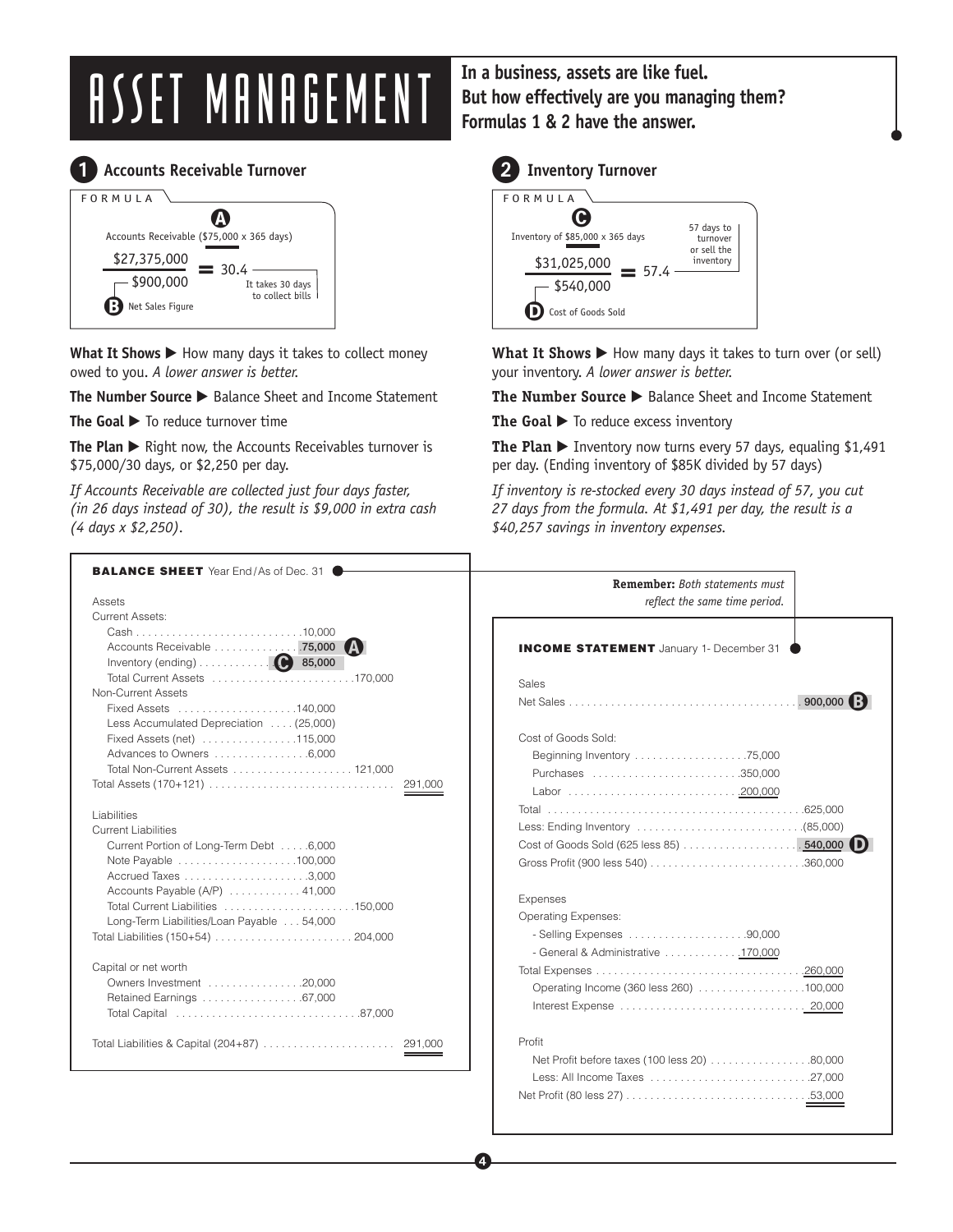# ASSET MANAGEMENT

**In a business, assets are like fuel. But how effectively are you managing them? Formulas 1 & 2 have the answer.**

## 1 Accounts Receivable Turnover

FORMULA

(A) Accounts Receivable ($75,000 x 365 days)

$$\frac{\$27,375,000}{\$900,000} = 30.4$$

It takes 30 days to collect bills

(B) Net Sales Figure

**What It Shows ▶** How many days it takes to collect money owed to you. *A lower answer is better.*

**The Number Source ▶** Balance Sheet and Income Statement

**The Goal ▶** To reduce turnover time

**The Plan ▶** Right now, the Accounts Receivables turnover is $75,000/30 days, or $2,250 per day.

*If Accounts Receivable are collected just four days faster, (in 26 days instead of 30), the result is $9,000 in extra cash (4 days x $2,250).*

## 2 Inventory Turnover

FORMULA

(C) Inventory of $85,000 x 365 days

$$\frac{\$31,025,000}{\$540,000} = 57.4$$

57 days to turnover or sell the inventory

(D) Cost of Goods Sold

**What It Shows ▶** How many days it takes to turn over (or sell) your inventory. *A lower answer is better.*

**The Number Source ▶** Balance Sheet and Income Statement

**The Goal ▶** To reduce excess inventory

**The Plan ▶** Inventory now turns every 57 days, equaling $1,491 per day. (Ending inventory of $85K divided by 57 days)

*If inventory is re-stocked every 30 days instead of 57, you cut 27 days from the formula. At $1,491 per day, the result is a $40,257 savings in inventory expenses.*

### BALANCE SHEET Year End / As of Dec. 31

| | | | |
|---|---|---|---|
| **Assets** | | | |
| Current Assets: | | | |
| Cash | 10,000 | | |
| Accounts Receivable (A) | 75,000 | | |
| Inventory (ending) (C) | 85,000 | | |
| Total Current Assets | | 170,000 | |
| Non-Current Assets | | | |
| Fixed Assets | 140,000 | | |
| Less Accumulated Depreciation | (25,000) | | |
| Fixed Assets (net) | 115,000 | | |
| Advances to Owners | 6,000 | | |
| Total Non-Current Assets | | 121,000 | |
| Total Assets (170+121) | | | 291,000 |
| **Liabilities** | | | |
| Current Liabilities | | | |
| Current Portion of Long-Term Debt | 6,000 | | |
| Note Payable | 100,000 | | |
| Accrued Taxes | 3,000 | | |
| Accounts Payable (A/P) | 41,000 | | |
| Total Current Liabilities | | 150,000 | |
| Long-Term Liabilities/Loan Payable | 54,000 | | |
| Total Liabilities (150+54) | | 204,000 | |
| **Capital or net worth** | | | |
| Owners Investment | 20,000 | | |
| Retained Earnings | 67,000 | | |
| Total Capital | | 87,000 | |
| Total Liabilities & Capital (204+87) | | | 291,000 |

**Remember:** *Both statements must reflect the same time period.*

### INCOME STATEMENT January 1- December 31

| | | |
|---|---|---|
| **Sales** | | |
| Net Sales (B) | | 900,000 |
| **Cost of Goods Sold:** | | |
| Beginning Inventory | 75,000 | |
| Purchases | 350,000 | |
| Labor | 200,000 | |
| Total | | 625,000 |
| Less: Ending Inventory | | (85,000) |
| Cost of Goods Sold (625 less 85) (D) | | 540,000 |
| Gross Profit (900 less 540) | | 360,000 |
| **Expenses** | | |
| Operating Expenses: | | |
| - Selling Expenses | 90,000 | |
| - General & Administrative | 170,000 | |
| Total Expenses | | 260,000 |
| Operating Income (360 less 260) | | 100,000 |
| Interest Expense | | 20,000 |
| **Profit** | | |
| Net Profit before taxes (100 less 20) | | 80,000 |
| Less: All Income Taxes | | 27,000 |
| Net Profit (80 less 27) | | 53,000 |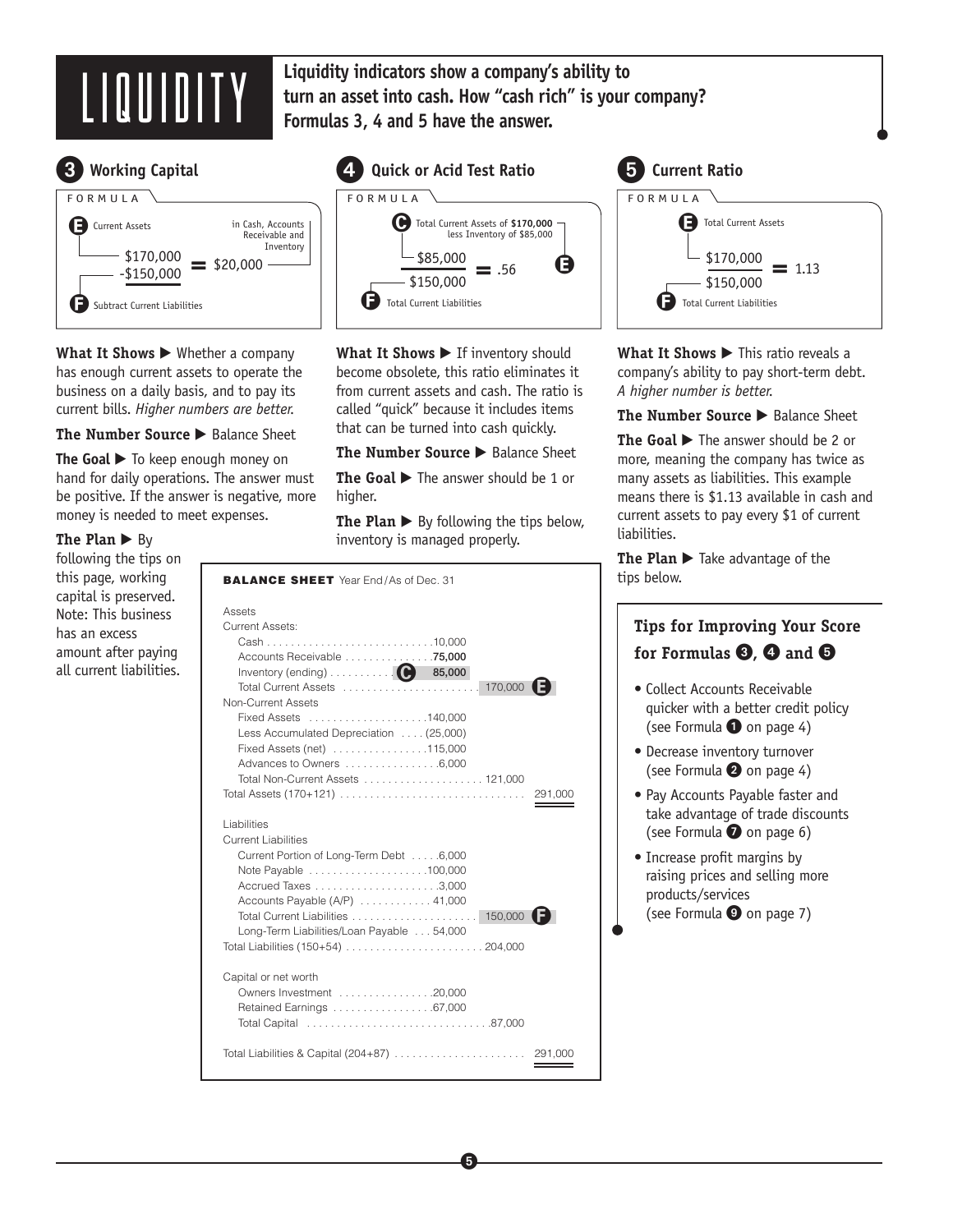# LIQUIDITY

**Liquidity indicators show a company's ability to turn an asset into cash. How "cash rich" is your company? Formulas 3, 4 and 5 have the answer.**

## 3 Working Capital

FORMULA

(E) Current Assets — in Cash, Accounts Receivable and Inventory

$$\$170{,}000 - \$150{,}000 = \$20{,}000$$

(F) Subtract Current Liabilities

**What It Shows ▶** Whether a company has enough current assets to operate the business on a daily basis, and to pay its current bills. *Higher numbers are better.*

**The Number Source ▶** Balance Sheet

**The Goal ▶** To keep enough money on hand for daily operations. The answer must be positive. If the answer is negative, more money is needed to meet expenses.

**The Plan ▶** By following the tips on this page, working capital is preserved. Note: This business has an excess amount after paying all current liabilities.

## 4 Quick or Acid Test Ratio

FORMULA

(C) Total Current Assets of **$170,000** less Inventory of $85,000

$$\frac{\$85{,}000}{\$150{,}000} = .56 \quad (E)$$

(F) Total Current Liabilities

**What It Shows ▶** If inventory should become obsolete, this ratio eliminates it from current assets and cash. The ratio is called "quick" because it includes items that can be turned into cash quickly.

**The Number Source ▶** Balance Sheet

**The Goal ▶** The answer should be 1 or higher.

**The Plan ▶** By following the tips below, inventory is managed properly.

## 5 Current Ratio

FORMULA

(E) Total Current Assets

$$\frac{\$170{,}000}{\$150{,}000} = 1.13$$

(F) Total Current Liabilities

**What It Shows ▶** This ratio reveals a company's ability to pay short-term debt. *A higher number is better.*

**The Number Source ▶** Balance Sheet

**The Goal ▶** The answer should be 2 or more, meaning the company has twice as many assets as liabilities. This example means there is $1.13 available in cash and current assets to pay every $1 of current liabilities.

**The Plan ▶** Take advantage of the tips below.

**BALANCE SHEET** Year End/As of Dec. 31

| | | | |
|---|---|---|---|
| **Assets** | | | |
| Current Assets: | | | |
| Cash | 10,000 | | |
| Accounts Receivable | **75,000** | | |
| Inventory (ending) (C) | **85,000** | | |
| Total Current Assets | | 170,000 (E) | |
| Non-Current Assets | | | |
| Fixed Assets | 140,000 | | |
| Less Accumulated Depreciation | (25,000) | | |
| Fixed Assets (net) | 115,000 | | |
| Advances to Owners | 6,000 | | |
| Total Non-Current Assets | | 121,000 | |
| Total Assets (170+121) | | | 291,000 |
| **Liabilities** | | | |
| Current Liabilities | | | |
| Current Portion of Long-Term Debt | 6,000 | | |
| Note Payable | 100,000 | | |
| Accrued Taxes | 3,000 | | |
| Accounts Payable (A/P) | 41,000 | | |
| Total Current Liabilities | | 150,000 (F) | |
| Long-Term Liabilities/Loan Payable | | 54,000 | |
| Total Liabilities (150+54) | | 204,000 | |
| **Capital or net worth** | | | |
| Owners Investment | 20,000 | | |
| Retained Earnings | 67,000 | | |
| Total Capital | | 87,000 | |
| Total Liabilities & Capital (204+87) | | | 291,000 |

### Tips for Improving Your Score for Formulas 3, 4 and 5

- Collect Accounts Receivable quicker with a better credit policy (see Formula 1 on page 4)
- Decrease inventory turnover (see Formula 2 on page 4)
- Pay Accounts Payable faster and take advantage of trade discounts (see Formula 7 on page 6)
- Increase profit margins by raising prices and selling more products/services (see Formula 9 on page 7)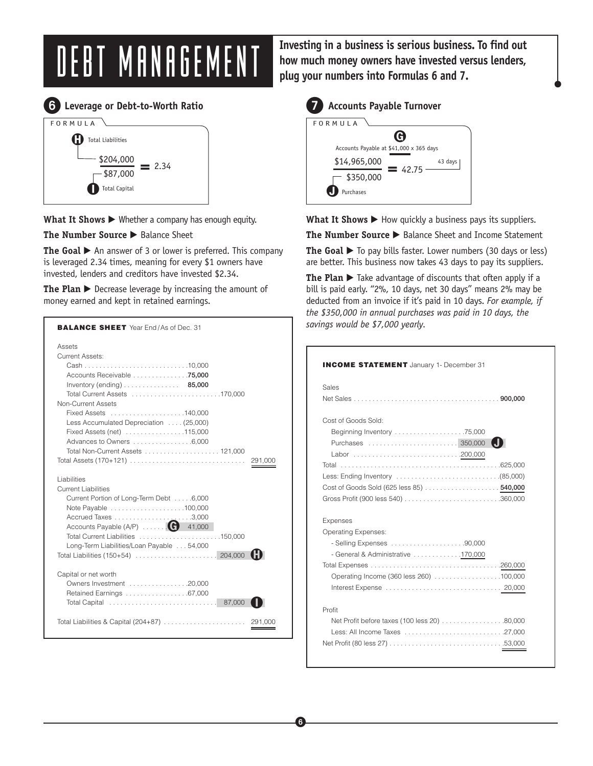# DEBT MANAGEMENT

**Investing in a business is serious business. To find out how much money owners have invested versus lenders, plug your numbers into Formulas 6 and 7.**

## 6 Leverage or Debt-to-Worth Ratio

FORMULA

$$\frac{\text{Total Liabilities (H) } \$204{,}000}{\text{Total Capital (I) } \$87{,}000} = 2.34$$

**What It Shows ▶** Whether a company has enough equity.

**The Number Source ▶** Balance Sheet

**The Goal ▶** An answer of 3 or lower is preferred. This company is leveraged 2.34 times, meaning for every $1 owners have invested, lenders and creditors have invested $2.34.

**The Plan ▶** Decrease leverage by increasing the amount of money earned and kept in retained earnings.

**BALANCE SHEET** Year End / As of Dec. 31

| | | |
|---|---|---|
| **Assets** | | |
| Current Assets: | | |
| Cash | 10,000 | |
| Accounts Receivable | **75,000** | |
| Inventory (ending) | **85,000** | |
| Total Current Assets | 170,000 | |
| Non-Current Assets | | |
| Fixed Assets | 140,000 | |
| Less Accumulated Depreciation | (25,000) | |
| Fixed Assets (net) | 115,000 | |
| Advances to Owners | 6,000 | |
| Total Non-Current Assets | 121,000 | |
| Total Assets (170+121) | | 291,000 |
| **Liabilities** | | |
| Current Liabilities | | |
| Current Portion of Long-Term Debt | 6,000 | |
| Note Payable | 100,000 | |
| Accrued Taxes | 3,000 | |
| Accounts Payable (A/P) (G) | 41,000 | |
| Total Current Liabilities | 150,000 | |
| Long-Term Liabilities/Loan Payable | 54,000 | |
| Total Liabilities (150+54) (H) | 204,000 | |
| **Capital or net worth** | | |
| Owners Investment | 20,000 | |
| Retained Earnings | 67,000 | |
| Total Capital (I) | 87,000 | |
| Total Liabilities & Capital (204+87) | | 291,000 |

## 7 Accounts Payable Turnover

FORMULA

$$\frac{\text{Accounts Payable at (G) } \$41{,}000 \times 365 \text{ days} = \$14{,}965{,}000}{\text{Purchases (J) } \$350{,}000} = 42.75 \text{ (43 days)}$$

**What It Shows ▶** How quickly a business pays its suppliers.

**The Number Source ▶** Balance Sheet and Income Statement

**The Goal ▶** To pay bills faster. Lower numbers (30 days or less) are better. This business now takes 43 days to pay its suppliers.

**The Plan ▶** Take advantage of discounts that often apply if a bill is paid early. "2%, 10 days, net 30 days" means 2% may be deducted from an invoice if it's paid in 10 days. *For example, if the $350,000 in annual purchases was paid in 10 days, the savings would be $7,000 yearly.*

**INCOME STATEMENT** January 1- December 31

| | | |
|---|---|---|
| **Sales** | | |
| Net Sales | | **900,000** |
| **Cost of Goods Sold:** | | |
| Beginning Inventory | 75,000 | |
| Purchases (J) | 350,000 | |
| Labor | 200,000 | |
| Total | | 625,000 |
| Less: Ending Inventory | | (85,000) |
| Cost of Goods Sold (625 less 85) | | **540,000** |
| Gross Profit (900 less 540) | | 360,000 |
| **Expenses** | | |
| Operating Expenses: | | |
| - Selling Expenses | 90,000 | |
| - General & Administrative | 170,000 | |
| Total Expenses | | 260,000 |
| Operating Income (360 less 260) | | 100,000 |
| Interest Expense | | 20,000 |
| **Profit** | | |
| Net Profit before taxes (100 less 20) | | 80,000 |
| Less: All Income Taxes | | 27,000 |
| Net Profit (80 less 27) | | 53,000 |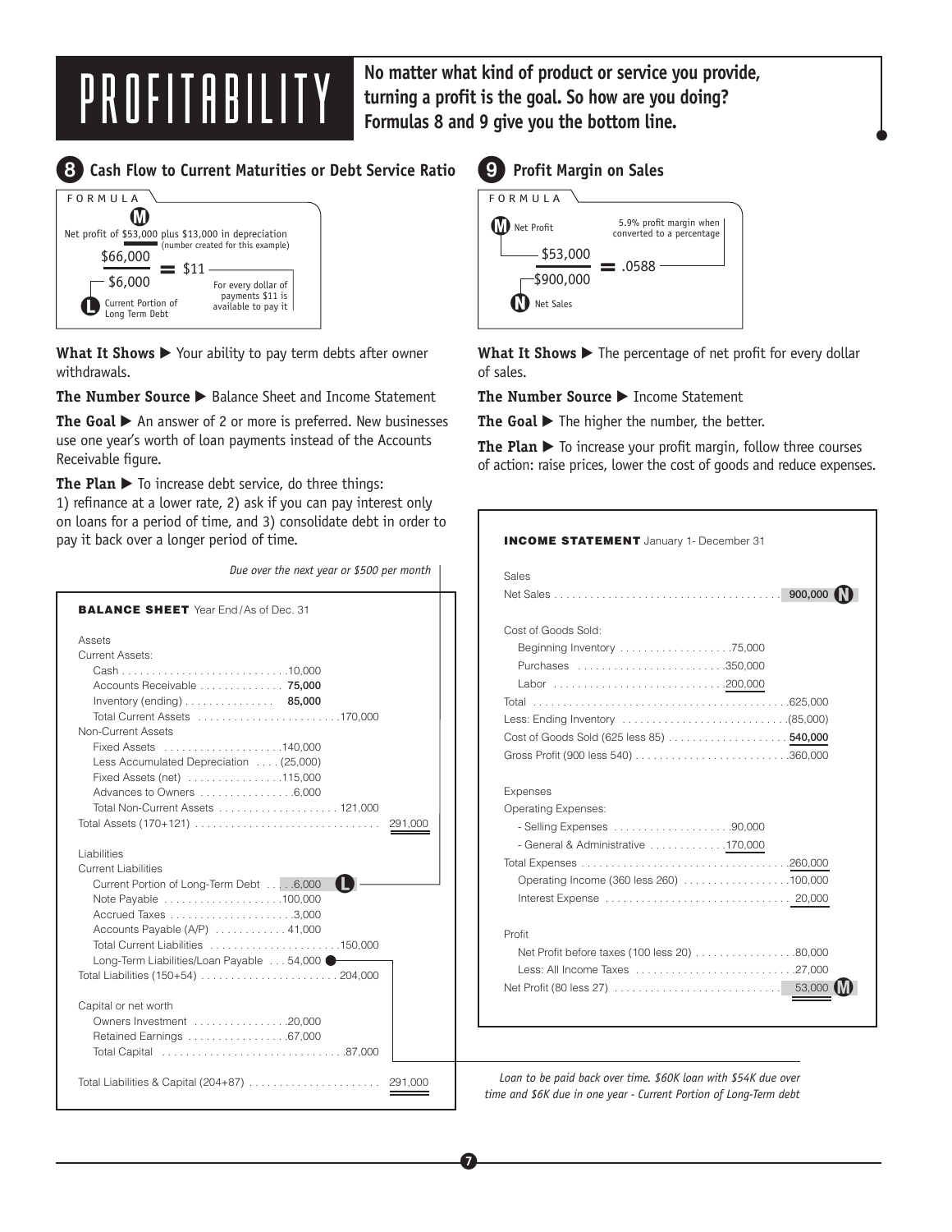# PROFITABILITY

**No matter what kind of product or service you provide, turning a profit is the goal. So how are you doing? Formulas 8 and 9 give you the bottom line.**

## 8 Cash Flow to Current Maturities or Debt Service Ratio

FORMULA

(M) Net profit of $53,000 plus $13,000 in depreciation (number created for this example)

$$\frac{\$66,000}{\$6,000} = \$11$$

(L) Current Portion of Long Term Debt

For every dollar of payments $11 is available to pay it

**What It Shows ▶** Your ability to pay term debts after owner withdrawals.

**The Number Source ▶** Balance Sheet and Income Statement

**The Goal ▶** An answer of 2 or more is preferred. New businesses use one year's worth of loan payments instead of the Accounts Receivable figure.

**The Plan ▶** To increase debt service, do three things: 1) refinance at a lower rate, 2) ask if you can pay interest only on loans for a period of time, and 3) consolidate debt in order to pay it back over a longer period of time.

*Due over the next year or $500 per month*

**BALANCE SHEET** Year End/As of Dec. 31

| | | |
|---|---|---|
| **Assets** | | |
| Current Assets: | | |
| Cash | 10,000 | |
| Accounts Receivable | **75,000** | |
| Inventory (ending) | **85,000** | |
| Total Current Assets | 170,000 | |
| Non-Current Assets | | |
| Fixed Assets | 140,000 | |
| Less Accumulated Depreciation | (25,000) | |
| Fixed Assets (net) | 115,000 | |
| Advances to Owners | 6,000 | |
| Total Non-Current Assets | 121,000 | |
| Total Assets (170+121) | | 291,000 |
| **Liabilities** | | |
| Current Liabilities | | |
| Current Portion of Long-Term Debt | 6,000 (L) | |
| Note Payable | 100,000 | |
| Accrued Taxes | 3,000 | |
| Accounts Payable (A/P) | 41,000 | |
| Total Current Liabilities | 150,000 | |
| Long-Term Liabilities/Loan Payable | 54,000 | |
| Total Liabilities (150+54) | 204,000 | |
| **Capital or net worth** | | |
| Owners Investment | 20,000 | |
| Retained Earnings | 67,000 | |
| Total Capital | 87,000 | |
| Total Liabilities & Capital (204+87) | | 291,000 |

## 9 Profit Margin on Sales

FORMULA

$$\frac{\text{(M) Net Profit } \$53,000}{\text{(N) Net Sales } \$900,000} = .0588$$

5.9% profit margin when converted to a percentage

**What It Shows ▶** The percentage of net profit for every dollar of sales.

**The Number Source ▶** Income Statement

**The Goal ▶** The higher the number, the better.

**The Plan ▶** To increase your profit margin, follow three courses of action: raise prices, lower the cost of goods and reduce expenses.

**INCOME STATEMENT** January 1- December 31

| | | |
|---|---|---|
| **Sales** | | |
| Net Sales | | **900,000** (N) |
| **Cost of Goods Sold:** | | |
| Beginning Inventory | 75,000 | |
| Purchases | 350,000 | |
| Labor | 200,000 | |
| Total | | 625,000 |
| Less: Ending Inventory | | (85,000) |
| Cost of Goods Sold (625 less 85) | | **540,000** |
| Gross Profit (900 less 540) | | 360,000 |
| **Expenses** | | |
| Operating Expenses: | | |
| - Selling Expenses | 90,000 | |
| - General & Administrative | 170,000 | |
| Total Expenses | | 260,000 |
| Operating Income (360 less 260) | | 100,000 |
| Interest Expense | | 20,000 |
| **Profit** | | |
| Net Profit before taxes (100 less 20) | | 80,000 |
| Less: All Income Taxes | | 27,000 |
| Net Profit (80 less 27) | | 53,000 (M) |

*Loan to be paid back over time. $60K loan with $54K due over time and $6K due in one year - Current Portion of Long-Term debt*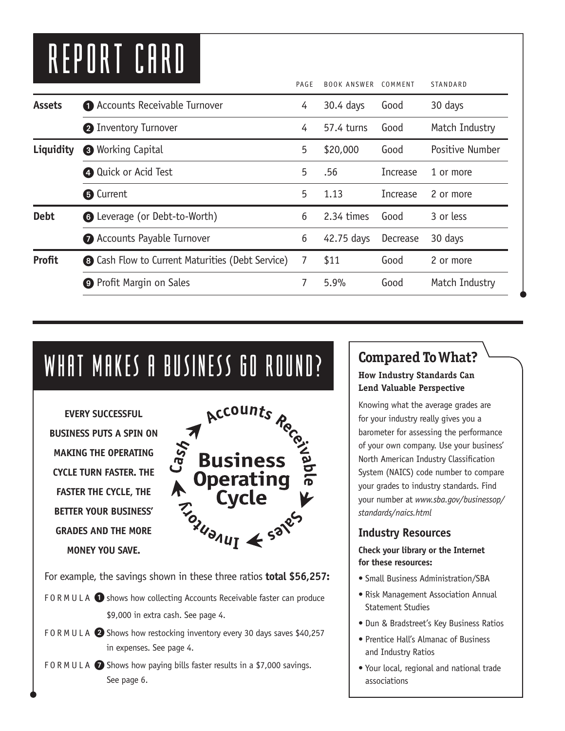# REPORT CARD

| | | PAGE | BOOK ANSWER | COMMENT | STANDARD |
|---|---|---|---|---|---|
| **Assets** | ❶ Accounts Receivable Turnover | 4 | 30.4 days | Good | 30 days |
| | ❷ Inventory Turnover | 4 | 57.4 turns | Good | Match Industry |
| **Liquidity** | ❸ Working Capital | 5 | $20,000 | Good | Positive Number |
| | ❹ Quick or Acid Test | 5 | .56 | Increase | 1 or more |
| | ❺ Current | 5 | 1.13 | Increase | 2 or more |
| **Debt** | ❻ Leverage (or Debt-to-Worth) | 6 | 2.34 times | Good | 3 or less |
| | ❼ Accounts Payable Turnover | 6 | 42.75 days | Decrease | 30 days |
| **Profit** | ❽ Cash Flow to Current Maturities (Debt Service) | 7 | $11 | Good | 2 or more |
| | ❾ Profit Margin on Sales | 7 | 5.9% | Good | Match Industry |

# WHAT MAKES A BUSINESS GO ROUND?

**EVERY SUCCESSFUL BUSINESS PUTS A SPIN ON MAKING THE OPERATING CYCLE TURN FASTER. THE FASTER THE CYCLE, THE BETTER YOUR BUSINESS' GRADES AND THE MORE MONEY YOU SAVE.**

**Business Operating Cycle**: Cash → Accounts Receivable → Sales → Inventory → Cash

For example, the savings shown in these three ratios **total $56,257:**

FORMULA ❶ shows how collecting Accounts Receivable faster can produce $9,000 in extra cash. See page 4.

FORMULA ❷ Shows how restocking inventory every 30 days saves $40,257 in expenses. See page 4.

FORMULA ❼ Shows how paying bills faster results in a $7,000 savings. See page 6.

## Compared To What?

**How Industry Standards Can Lend Valuable Perspective**

Knowing what the average grades are for your industry really gives you a barometer for assessing the performance of your own company. Use your business' North American Industry Classification System (NAICS) code number to compare your grades to industry standards. Find your number at *www.sba.gov/businessop/standards/naics.html*

### Industry Resources

**Check your library or the Internet for these resources:**

- Small Business Administration/SBA
- Risk Management Association Annual Statement Studies
- Dun & Bradstreet's Key Business Ratios
- Prentice Hall's Almanac of Business and Industry Ratios
- Your local, regional and national trade associations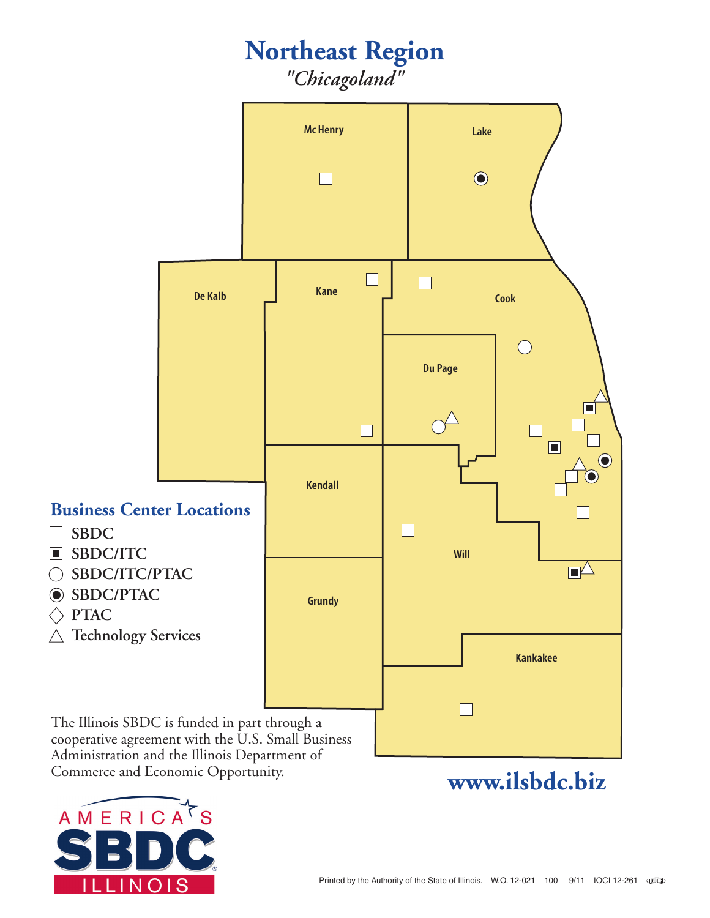# Northeast Region

*"Chicagoland"*

Mc Henry

Lake

De Kalb

Kane

Cook

Du Page

Kendall

Will

Grundy

Kankakee

## Business Center Locations

- SBDC
- SBDC/ITC
- SBDC/ITC/PTAC
- SBDC/PTAC
- PTAC
- Technology Services

The Illinois SBDC is funded in part through a cooperative agreement with the U.S. Small Business Administration and the Illinois Department of Commerce and Economic Opportunity.

**www.ilsbdc.biz**

AMERICA'S SBDC ILLINOIS

Printed by the Authority of the State of Illinois. W.O. 12-021 100 9/11 IOCI 12-261